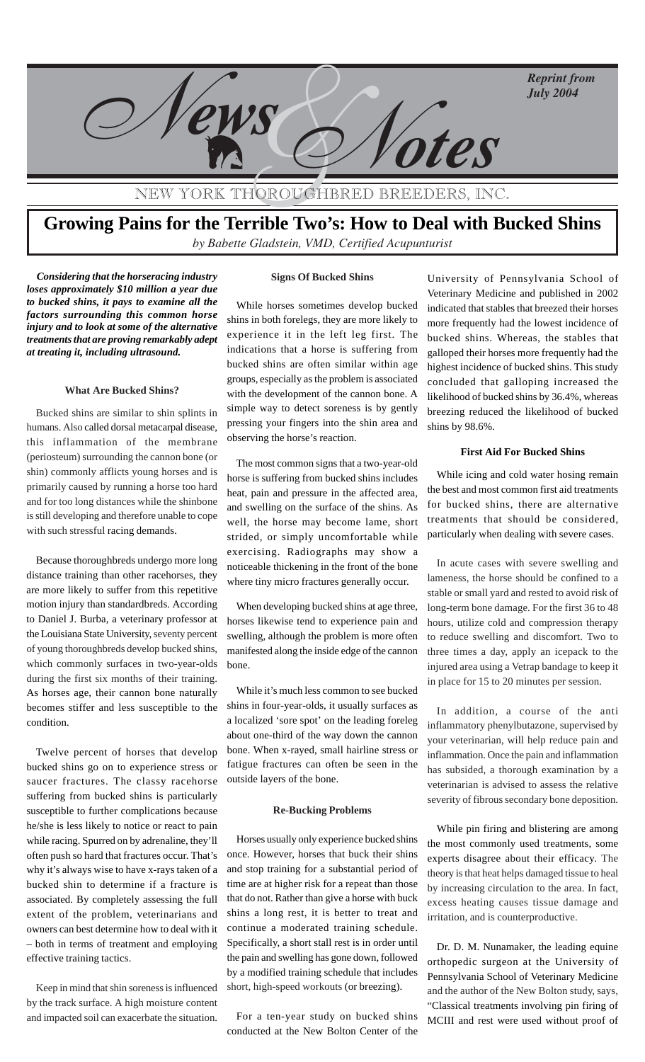*Reprint from July 2004*

# News & Notes

NEW YORK THOROUGHBRED BREEDERS, INC.

# Growing Pains for the Terrible Two's: How to Deal with Bucked Shins

*by Babette Gladstein, VMD, Certified Acupunturist*

***Considering that the horseracing industry loses approximately $10 million a year due to bucked shins, it pays to examine all the factors surrounding this common horse injury and to look at some of the alternative treatments that are proving remarkably adept at treating it, including ultrasound.***

#### What Are Bucked Shins?

Bucked shins are similar to shin splints in humans. Also called dorsal metacarpal disease, this inflammation of the membrane (periosteum) surrounding the cannon bone (or shin) commonly afflicts young horses and is primarily caused by running a horse too hard and for too long distances while the shinbone is still developing and therefore unable to cope with such stressful racing demands.

Because thoroughbreds undergo more long distance training than other racehorses, they are more likely to suffer from this repetitive motion injury than standardbreds. According to Daniel J. Burba, a veterinary professor at the Louisiana State University, seventy percent of young thoroughbreds develop bucked shins, which commonly surfaces in two-year-olds during the first six months of their training. As horses age, their cannon bone naturally becomes stiffer and less susceptible to the condition.

Twelve percent of horses that develop bucked shins go on to experience stress or saucer fractures. The classy racehorse suffering from bucked shins is particularly susceptible to further complications because he/she is less likely to notice or react to pain while racing. Spurred on by adrenaline, they'll often push so hard that fractures occur. That's why it's always wise to have x-rays taken of a bucked shin to determine if a fracture is associated. By completely assessing the full extent of the problem, veterinarians and owners can best determine how to deal with it – both in terms of treatment and employing effective training tactics.

Keep in mind that shin soreness is influenced by the track surface. A high moisture content and impacted soil can exacerbate the situation.

#### Signs Of Bucked Shins

While horses sometimes develop bucked shins in both forelegs, they are more likely to experience it in the left leg first. The indications that a horse is suffering from bucked shins are often similar within age groups, especially as the problem is associated with the development of the cannon bone. A simple way to detect soreness is by gently pressing your fingers into the shin area and observing the horse's reaction.

The most common signs that a two-year-old horse is suffering from bucked shins includes heat, pain and pressure in the affected area, and swelling on the surface of the shins. As well, the horse may become lame, short strided, or simply uncomfortable while exercising. Radiographs may show a noticeable thickening in the front of the bone where tiny micro fractures generally occur.

When developing bucked shins at age three, horses likewise tend to experience pain and swelling, although the problem is more often manifested along the inside edge of the cannon bone.

While it's much less common to see bucked shins in four-year-olds, it usually surfaces as a localized 'sore spot' on the leading foreleg about one-third of the way down the cannon bone. When x-rayed, small hairline stress or fatigue fractures can often be seen in the outside layers of the bone.

#### Re-Bucking Problems

Horses usually only experience bucked shins once. However, horses that buck their shins and stop training for a substantial period of time are at higher risk for a repeat than those that do not. Rather than give a horse with buck shins a long rest, it is better to treat and continue a moderated training schedule. Specifically, a short stall rest is in order until the pain and swelling has gone down, followed by a modified training schedule that includes short, high-speed workouts (or breezing).

For a ten-year study on bucked shins conducted at the New Bolton Center of the University of Pennsylvania School of Veterinary Medicine and published in 2002 indicated that stables that breezed their horses more frequently had the lowest incidence of bucked shins. Whereas, the stables that galloped their horses more frequently had the highest incidence of bucked shins. This study concluded that galloping increased the likelihood of bucked shins by 36.4%, whereas breezing reduced the likelihood of bucked shins by 98.6%.

#### First Aid For Bucked Shins

While icing and cold water hosing remain the best and most common first aid treatments for bucked shins, there are alternative treatments that should be considered, particularly when dealing with severe cases.

In acute cases with severe swelling and lameness, the horse should be confined to a stable or small yard and rested to avoid risk of long-term bone damage. For the first 36 to 48 hours, utilize cold and compression therapy to reduce swelling and discomfort. Two to three times a day, apply an icepack to the injured area using a Vetrap bandage to keep it in place for 15 to 20 minutes per session.

In addition, a course of the anti inflammatory phenylbutazone, supervised by your veterinarian, will help reduce pain and inflammation. Once the pain and inflammation has subsided, a thorough examination by a veterinarian is advised to assess the relative severity of fibrous secondary bone deposition.

While pin firing and blistering are among the most commonly used treatments, some experts disagree about their efficacy. The theory is that heat helps damaged tissue to heal by increasing circulation to the area. In fact, excess heating causes tissue damage and irritation, and is counterproductive.

Dr. D. M. Nunamaker, the leading equine orthopedic surgeon at the University of Pennsylvania School of Veterinary Medicine and the author of the New Bolton study, says, "Classical treatments involving pin firing of MCIII and rest were used without proof of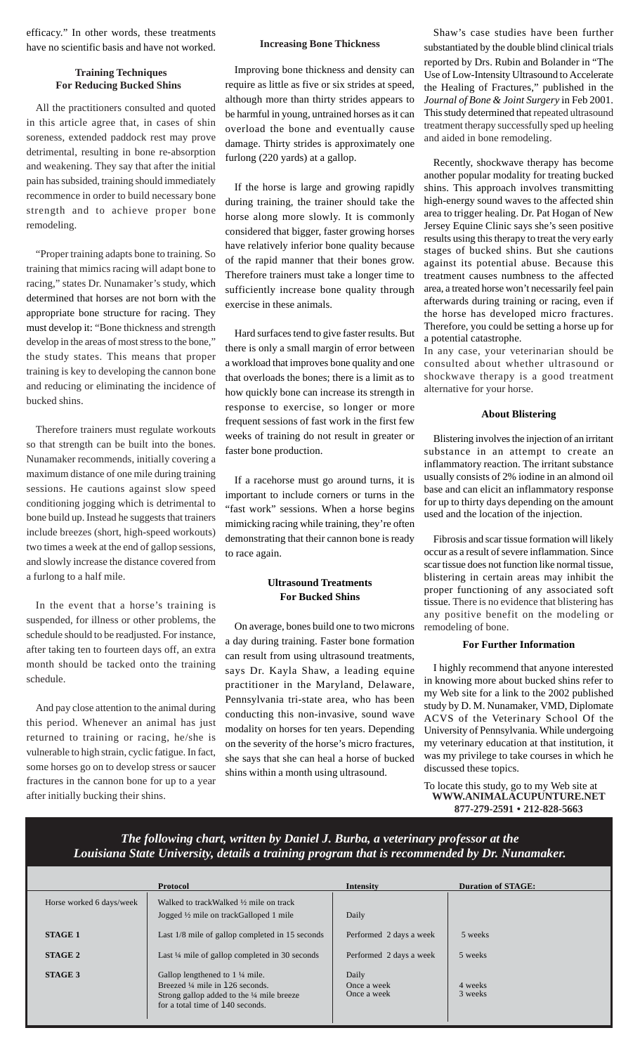efficacy." In other words, these treatments have no scientific basis and have not worked.

### Training Techniques For Reducing Bucked Shins

All the practitioners consulted and quoted in this article agree that, in cases of shin soreness, extended paddock rest may prove detrimental, resulting in bone re-absorption and weakening. They say that after the initial pain has subsided, training should immediately recommence in order to build necessary bone strength and to achieve proper bone remodeling.

"Proper training adapts bone to training. So training that mimics racing will adapt bone to racing," states Dr. Nunamaker's study, which determined that horses are not born with the appropriate bone structure for racing. They must develop it: "Bone thickness and strength develop in the areas of most stress to the bone," the study states. This means that proper training is key to developing the cannon bone and reducing or eliminating the incidence of bucked shins.

Therefore trainers must regulate workouts so that strength can be built into the bones. Nunamaker recommends, initially covering a maximum distance of one mile during training sessions. He cautions against slow speed conditioning jogging which is detrimental to bone build up. Instead he suggests that trainers include breezes (short, high-speed workouts) two times a week at the end of gallop sessions, and slowly increase the distance covered from a furlong to a half mile.

In the event that a horse's training is suspended, for illness or other problems, the schedule should to be readjusted. For instance, after taking ten to fourteen days off, an extra month should be tacked onto the training schedule.

And pay close attention to the animal during this period. Whenever an animal has just returned to training or racing, he/she is vulnerable to high strain, cyclic fatigue. In fact, some horses go on to develop stress or saucer fractures in the cannon bone for up to a year after initially bucking their shins.

### Increasing Bone Thickness

Improving bone thickness and density can require as little as five or six strides at speed, although more than thirty strides appears to be harmful in young, untrained horses as it can overload the bone and eventually cause damage. Thirty strides is approximately one furlong (220 yards) at a gallop.

If the horse is large and growing rapidly during training, the trainer should take the horse along more slowly. It is commonly considered that bigger, faster growing horses have relatively inferior bone quality because of the rapid manner that their bones grow. Therefore trainers must take a longer time to sufficiently increase bone quality through exercise in these animals.

Hard surfaces tend to give faster results. But there is only a small margin of error between a workload that improves bone quality and one that overloads the bones; there is a limit as to how quickly bone can increase its strength in response to exercise, so longer or more frequent sessions of fast work in the first few weeks of training do not result in greater or faster bone production.

If a racehorse must go around turns, it is important to include corners or turns in the "fast work" sessions. When a horse begins mimicking racing while training, they're often demonstrating that their cannon bone is ready to race again.

### Ultrasound Treatments For Bucked Shins

On average, bones build one to two microns a day during training. Faster bone formation can result from using ultrasound treatments, says Dr. Kayla Shaw, a leading equine practitioner in the Maryland, Delaware, Pennsylvania tri-state area, who has been conducting this non-invasive, sound wave modality on horses for ten years. Depending on the severity of the horse's micro fractures, she says that she can heal a horse of bucked shins within a month using ultrasound.

Shaw's case studies have been further substantiated by the double blind clinical trials reported by Drs. Rubin and Bolander in "The Use of Low-Intensity Ultrasound to Accelerate the Healing of Fractures," published in the *Journal of Bone & Joint Surgery* in Feb 2001. This study determined that repeated ultrasound treatment therapy successfully sped up heeling and aided in bone remodeling.

Recently, shockwave therapy has become another popular modality for treating bucked shins. This approach involves transmitting high-energy sound waves to the affected shin area to trigger healing. Dr. Pat Hogan of New Jersey Equine Clinic says she's seen positive results using this therapy to treat the very early stages of bucked shins. But she cautions against its potential abuse. Because this treatment causes numbness to the affected area, a treated horse won't necessarily feel pain afterwards during training or racing, even if the horse has developed micro fractures. Therefore, you could be setting a horse up for a potential catastrophe.

In any case, your veterinarian should be consulted about whether ultrasound or shockwave therapy is a good treatment alternative for your horse.

### About Blistering

Blistering involves the injection of an irritant substance in an attempt to create an inflammatory reaction. The irritant substance usually consists of 2% iodine in an almond oil base and can elicit an inflammatory response for up to thirty days depending on the amount used and the location of the injection.

Fibrosis and scar tissue formation will likely occur as a result of severe inflammation. Since scar tissue does not function like normal tissue, blistering in certain areas may inhibit the proper functioning of any associated soft tissue. There is no evidence that blistering has any positive benefit on the modeling or remodeling of bone.

### For Further Information

I highly recommend that anyone interested in knowing more about bucked shins refer to my Web site for a link to the 2002 published study by D. M. Nunamaker, VMD, Diplomate ACVS of the Veterinary School Of the University of Pennsylvania. While undergoing my veterinary education at that institution, it was my privilege to take courses in which he discussed these topics.

To locate this study, go to my Web site at
**WWW.ANIMALACUPUNTURE.NET**
**877-279-2591 • 212-828-5663**

***The following chart, written by Daniel J. Burba, a veterinary professor at the Louisiana State University, details a training program that is recommended by Dr. Nunamaker.***

| | Protocol | Intensity | Duration of STAGE: |
|---|---|---|---|
| Horse worked 6 days/week | Walked to trackWalked ½ mile on track<br>Jogged ½ mile on trackGalloped 1 mile | Daily | |
| **STAGE 1** | Last 1/8 mile of gallop completed in 15 seconds | Performed 2 days a week | 5 weeks |
| **STAGE 2** | Last ¼ mile of gallop completed in 30 seconds | Performed 2 days a week | 5 weeks |
| **STAGE 3** | Gallop lengthened to 1 ¼ mile.<br>Breezed ¼ mile in 126 seconds.<br>Strong gallop added to the ¼ mile breeze for a total time of 140 seconds. | Daily<br>Once a week<br>Once a week | <br>4 weeks<br>3 weeks |